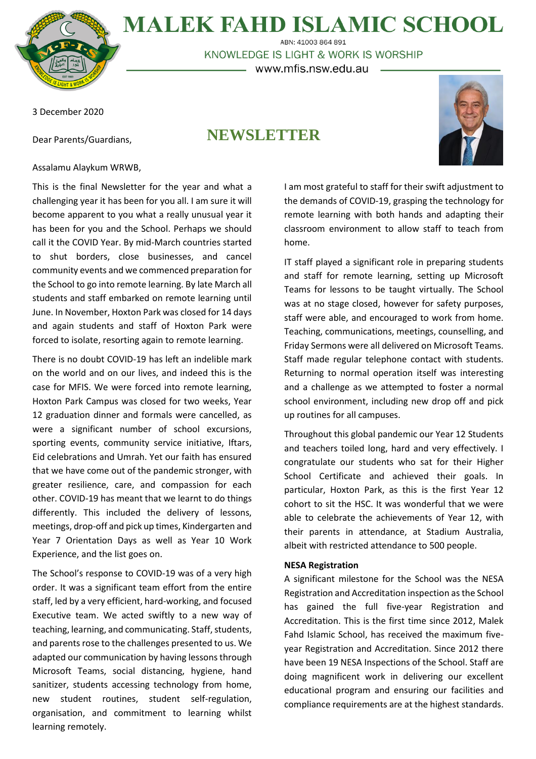# MALEK FAHD ISLAMIC SCHOOL

ABN: 41003 864 891

KNOWLEDGE IS LIGHT & WORK IS WORSHIP

www.mfis.nsw.edu.au

3 December 2020

## NEWSLETTER

Dear Parents/Guardians,

Assalamu Alaykum WRWB,

This is the final Newsletter for the year and what a challenging year it has been for you all. I am sure it will become apparent to you what a really unusual year it has been for you and the School. Perhaps we should call it the COVID Year. By mid-March countries started to shut borders, close businesses, and cancel community events and we commenced preparation for the School to go into remote learning. By late March all students and staff embarked on remote learning until June. In November, Hoxton Park was closed for 14 days and again students and staff of Hoxton Park were forced to isolate, resorting again to remote learning.

There is no doubt COVID-19 has left an indelible mark on the world and on our lives, and indeed this is the case for MFIS. We were forced into remote learning, Hoxton Park Campus was closed for two weeks, Year 12 graduation dinner and formals were cancelled, as were a significant number of school excursions, sporting events, community service initiative, Iftars, Eid celebrations and Umrah. Yet our faith has ensured that we have come out of the pandemic stronger, with greater resilience, care, and compassion for each other. COVID-19 has meant that we learnt to do things differently. This included the delivery of lessons, meetings, drop-off and pick up times, Kindergarten and Year 7 Orientation Days as well as Year 10 Work Experience, and the list goes on.

The School's response to COVID-19 was of a very high order. It was a significant team effort from the entire staff, led by a very efficient, hard-working, and focused Executive team. We acted swiftly to a new way of teaching, learning, and communicating. Staff, students, and parents rose to the challenges presented to us. We adapted our communication by having lessons through Microsoft Teams, social distancing, hygiene, hand sanitizer, students accessing technology from home, new student routines, student self-regulation, organisation, and commitment to learning whilst learning remotely.

I am most grateful to staff for their swift adjustment to the demands of COVID-19, grasping the technology for remote learning with both hands and adapting their classroom environment to allow staff to teach from home.

IT staff played a significant role in preparing students and staff for remote learning, setting up Microsoft Teams for lessons to be taught virtually. The School was at no stage closed, however for safety purposes, staff were able, and encouraged to work from home. Teaching, communications, meetings, counselling, and Friday Sermons were all delivered on Microsoft Teams. Staff made regular telephone contact with students. Returning to normal operation itself was interesting and a challenge as we attempted to foster a normal school environment, including new drop off and pick up routines for all campuses.

Throughout this global pandemic our Year 12 Students and teachers toiled long, hard and very effectively. I congratulate our students who sat for their Higher School Certificate and achieved their goals. In particular, Hoxton Park, as this is the first Year 12 cohort to sit the HSC. It was wonderful that we were able to celebrate the achievements of Year 12, with their parents in attendance, at Stadium Australia, albeit with restricted attendance to 500 people.

**NESA Registration**

A significant milestone for the School was the NESA Registration and Accreditation inspection as the School has gained the full five-year Registration and Accreditation. This is the first time since 2012, Malek Fahd Islamic School, has received the maximum five-year Registration and Accreditation. Since 2012 there have been 19 NESA Inspections of the School. Staff are doing magnificent work in delivering our excellent educational program and ensuring our facilities and compliance requirements are at the highest standards.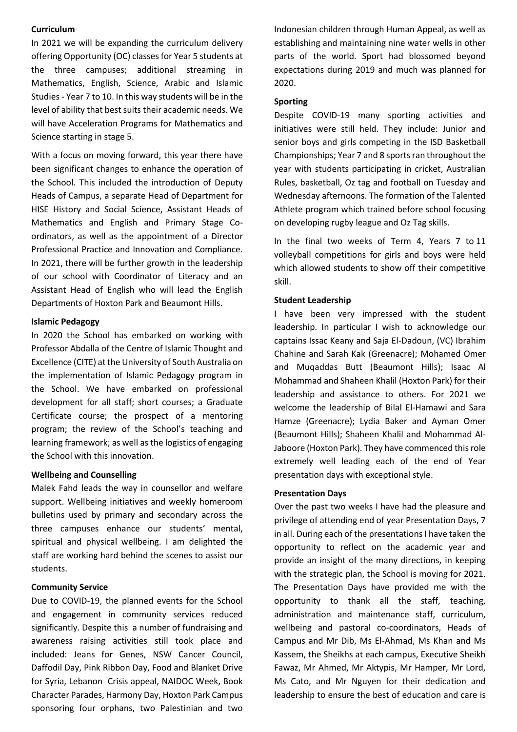**Curriculum**

In 2021 we will be expanding the curriculum delivery offering Opportunity (OC) classes for Year 5 students at the three campuses; additional streaming in Mathematics, English, Science, Arabic and Islamic Studies - Year 7 to 10. In this way students will be in the level of ability that best suits their academic needs. We will have Acceleration Programs for Mathematics and Science starting in stage 5.

With a focus on moving forward, this year there have been significant changes to enhance the operation of the School. This included the introduction of Deputy Heads of Campus, a separate Head of Department for HISE History and Social Science, Assistant Heads of Mathematics and English and Primary Stage Co-ordinators, as well as the appointment of a Director Professional Practice and Innovation and Compliance. In 2021, there will be further growth in the leadership of our school with Coordinator of Literacy and an Assistant Head of English who will lead the English Departments of Hoxton Park and Beaumont Hills.

**Islamic Pedagogy**

In 2020 the School has embarked on working with Professor Abdalla of the Centre of Islamic Thought and Excellence (CITE) at the University of South Australia on the implementation of Islamic Pedagogy program in the School. We have embarked on professional development for all staff; short courses; a Graduate Certificate course; the prospect of a mentoring program; the review of the School's teaching and learning framework; as well as the logistics of engaging the School with this innovation.

**Wellbeing and Counselling**

Malek Fahd leads the way in counsellor and welfare support. Wellbeing initiatives and weekly homeroom bulletins used by primary and secondary across the three campuses enhance our students' mental, spiritual and physical wellbeing. I am delighted the staff are working hard behind the scenes to assist our students.

**Community Service**

Due to COVID-19, the planned events for the School and engagement in community services reduced significantly. Despite this a number of fundraising and awareness raising activities still took place and included: Jeans for Genes, NSW Cancer Council, Daffodil Day, Pink Ribbon Day, Food and Blanket Drive for Syria, Lebanon Crisis appeal, NAIDOC Week, Book Character Parades, Harmony Day, Hoxton Park Campus sponsoring four orphans, two Palestinian and two Indonesian children through Human Appeal, as well as establishing and maintaining nine water wells in other parts of the world. Sport had blossomed beyond expectations during 2019 and much was planned for 2020.

**Sporting**

Despite COVID-19 many sporting activities and initiatives were still held. They include: Junior and senior boys and girls competing in the ISD Basketball Championships; Year 7 and 8 sports ran throughout the year with students participating in cricket, Australian Rules, basketball, Oz tag and football on Tuesday and Wednesday afternoons. The formation of the Talented Athlete program which trained before school focusing on developing rugby league and Oz Tag skills.

In the final two weeks of Term 4, Years 7 to 11 volleyball competitions for girls and boys were held which allowed students to show off their competitive skill.

**Student Leadership**

I have been very impressed with the student leadership. In particular I wish to acknowledge our captains Issac Keany and Saja El-Dadoun, (VC) Ibrahim Chahine and Sarah Kak (Greenacre); Mohamed Omer and Muqaddas Butt (Beaumont Hills); Isaac Al Mohammad and Shaheen Khalil (Hoxton Park) for their leadership and assistance to others. For 2021 we welcome the leadership of Bilal El-Hamawi and Sara Hamze (Greenacre); Lydia Baker and Ayman Omer (Beaumont Hills); Shaheen Khalil and Mohammad Al-Jaboore (Hoxton Park). They have commenced this role extremely well leading each of the end of Year presentation days with exceptional style.

**Presentation Days**

Over the past two weeks I have had the pleasure and privilege of attending end of year Presentation Days, 7 in all. During each of the presentations I have taken the opportunity to reflect on the academic year and provide an insight of the many directions, in keeping with the strategic plan, the School is moving for 2021. The Presentation Days have provided me with the opportunity to thank all the staff, teaching, administration and maintenance staff, curriculum, wellbeing and pastoral co-coordinators, Heads of Campus and Mr Dib, Ms El-Ahmad, Ms Khan and Ms Kassem, the Sheikhs at each campus, Executive Sheikh Fawaz, Mr Ahmed, Mr Aktypis, Mr Hamper, Mr Lord, Ms Cato, and Mr Nguyen for their dedication and leadership to ensure the best of education and care is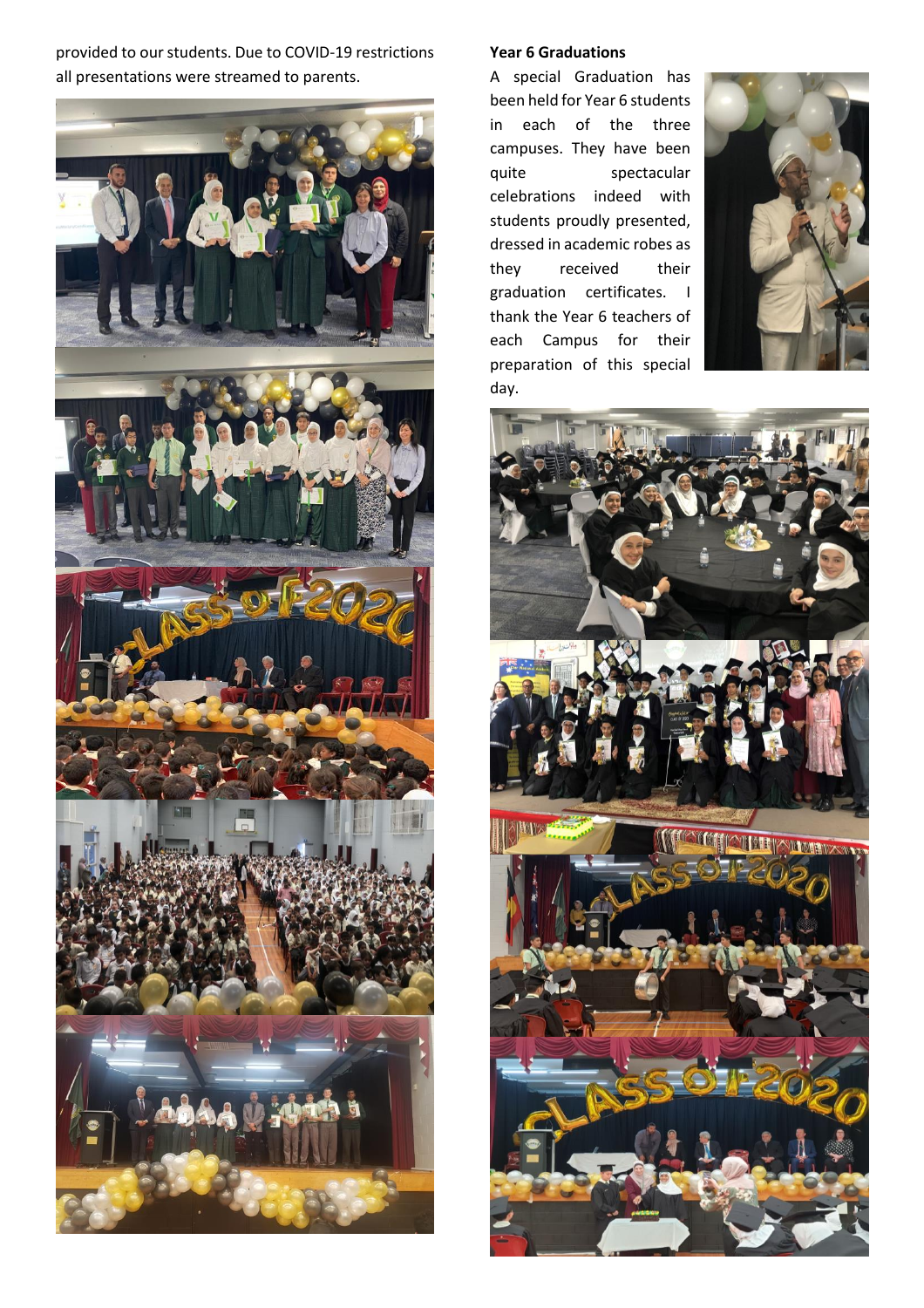provided to our students. Due to COVID-19 restrictions all presentations were streamed to parents.

**Year 6 Graduations**

A special Graduation has been held for Year 6 students in each of the three campuses. They have been quite spectacular celebrations indeed with students proudly presented, dressed in academic robes as they received their graduation certificates. I thank the Year 6 teachers of each Campus for their preparation of this special day.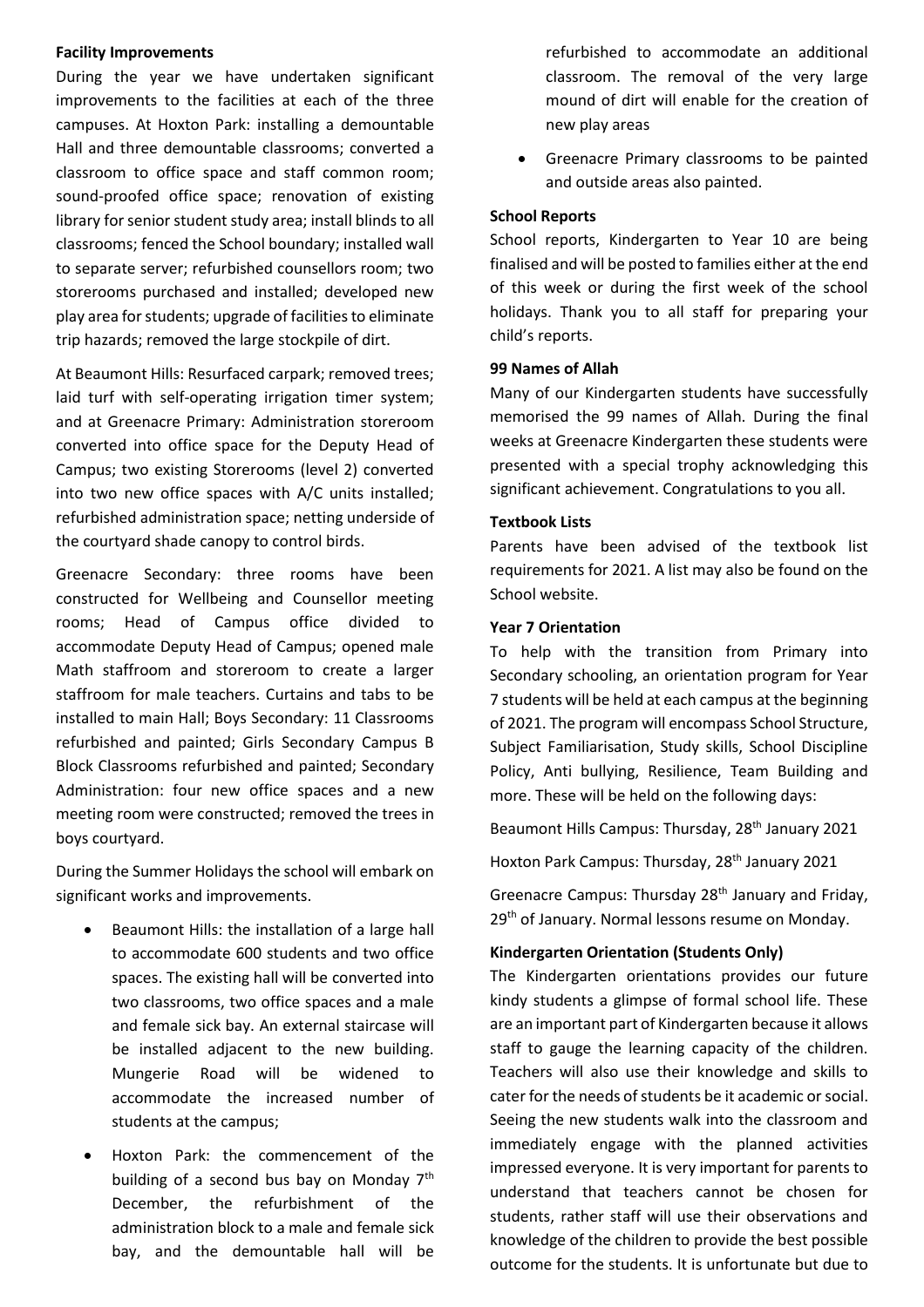**Facility Improvements**

During the year we have undertaken significant improvements to the facilities at each of the three campuses. At Hoxton Park: installing a demountable Hall and three demountable classrooms; converted a classroom to office space and staff common room; sound-proofed office space; renovation of existing library for senior student study area; install blinds to all classrooms; fenced the School boundary; installed wall to separate server; refurbished counsellors room; two storerooms purchased and installed; developed new play area for students; upgrade of facilities to eliminate trip hazards; removed the large stockpile of dirt.

At Beaumont Hills: Resurfaced carpark; removed trees; laid turf with self-operating irrigation timer system; and at Greenacre Primary: Administration storeroom converted into office space for the Deputy Head of Campus; two existing Storerooms (level 2) converted into two new office spaces with A/C units installed; refurbished administration space; netting underside of the courtyard shade canopy to control birds.

Greenacre Secondary: three rooms have been constructed for Wellbeing and Counsellor meeting rooms; Head of Campus office divided to accommodate Deputy Head of Campus; opened male Math staffroom and storeroom to create a larger staffroom for male teachers. Curtains and tabs to be installed to main Hall; Boys Secondary: 11 Classrooms refurbished and painted; Girls Secondary Campus B Block Classrooms refurbished and painted; Secondary Administration: four new office spaces and a new meeting room were constructed; removed the trees in boys courtyard.

During the Summer Holidays the school will embark on significant works and improvements.

- Beaumont Hills: the installation of a large hall to accommodate 600 students and two office spaces. The existing hall will be converted into two classrooms, two office spaces and a male and female sick bay. An external staircase will be installed adjacent to the new building. Mungerie Road will be widened to accommodate the increased number of students at the campus;
- Hoxton Park: the commencement of the building of a second bus bay on Monday 7th December, the refurbishment of the administration block to a male and female sick bay, and the demountable hall will be refurbished to accommodate an additional classroom. The removal of the very large mound of dirt will enable for the creation of new play areas
- Greenacre Primary classrooms to be painted and outside areas also painted.

**School Reports**

School reports, Kindergarten to Year 10 are being finalised and will be posted to families either at the end of this week or during the first week of the school holidays. Thank you to all staff for preparing your child's reports.

**99 Names of Allah**

Many of our Kindergarten students have successfully memorised the 99 names of Allah. During the final weeks at Greenacre Kindergarten these students were presented with a special trophy acknowledging this significant achievement. Congratulations to you all.

**Textbook Lists**

Parents have been advised of the textbook list requirements for 2021. A list may also be found on the School website.

**Year 7 Orientation**

To help with the transition from Primary into Secondary schooling, an orientation program for Year 7 students will be held at each campus at the beginning of 2021. The program will encompass School Structure, Subject Familiarisation, Study skills, School Discipline Policy, Anti bullying, Resilience, Team Building and more. These will be held on the following days:

Beaumont Hills Campus: Thursday, 28th January 2021

Hoxton Park Campus: Thursday, 28th January 2021

Greenacre Campus: Thursday 28th January and Friday, 29th of January. Normal lessons resume on Monday.

**Kindergarten Orientation (Students Only)**

The Kindergarten orientations provides our future kindy students a glimpse of formal school life. These are an important part of Kindergarten because it allows staff to gauge the learning capacity of the children. Teachers will also use their knowledge and skills to cater for the needs of students be it academic or social. Seeing the new students walk into the classroom and immediately engage with the planned activities impressed everyone. It is very important for parents to understand that teachers cannot be chosen for students, rather staff will use their observations and knowledge of the children to provide the best possible outcome for the students. It is unfortunate but due to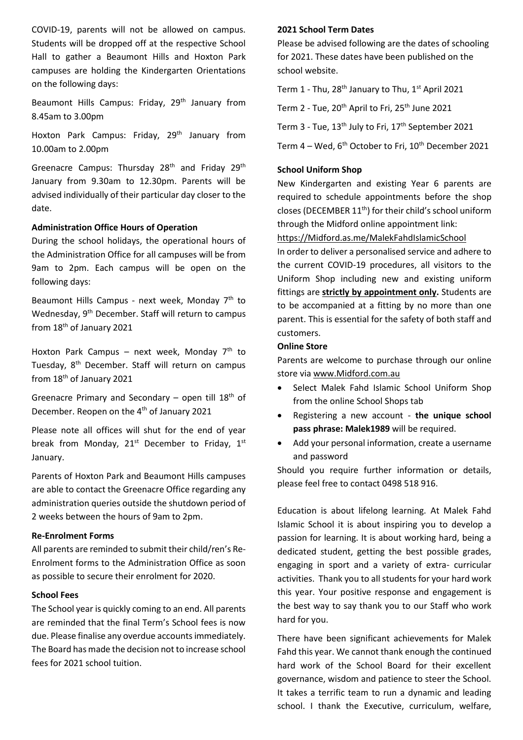COVID-19, parents will not be allowed on campus. Students will be dropped off at the respective School Hall to gather a Beaumont Hills and Hoxton Park campuses are holding the Kindergarten Orientations on the following days:

Beaumont Hills Campus: Friday, 29th January from 8.45am to 3.00pm

Hoxton Park Campus: Friday, 29th January from 10.00am to 2.00pm

Greenacre Campus: Thursday 28th and Friday 29th January from 9.30am to 12.30pm. Parents will be advised individually of their particular day closer to the date.

**Administration Office Hours of Operation**

During the school holidays, the operational hours of the Administration Office for all campuses will be from 9am to 2pm. Each campus will be open on the following days:

Beaumont Hills Campus - next week, Monday 7th to Wednesday, 9th December. Staff will return to campus from 18th of January 2021

Hoxton Park Campus – next week, Monday 7th to Tuesday, 8th December. Staff will return on campus from 18th of January 2021

Greenacre Primary and Secondary – open till 18th of December. Reopen on the 4th of January 2021

Please note all offices will shut for the end of year break from Monday, 21st December to Friday, 1st January.

Parents of Hoxton Park and Beaumont Hills campuses are able to contact the Greenacre Office regarding any administration queries outside the shutdown period of 2 weeks between the hours of 9am to 2pm.

**Re-Enrolment Forms**

All parents are reminded to submit their child/ren's Re-Enrolment forms to the Administration Office as soon as possible to secure their enrolment for 2020.

**School Fees**

The School year is quickly coming to an end. All parents are reminded that the final Term's School fees is now due. Please finalise any overdue accounts immediately. The Board has made the decision not to increase school fees for 2021 school tuition.

**2021 School Term Dates**

Please be advised following are the dates of schooling for 2021. These dates have been published on the school website.

Term 1 - Thu, 28th January to Thu, 1st April 2021

Term 2 - Tue, 20th April to Fri, 25th June 2021

Term 3 - Tue, 13th July to Fri, 17th September 2021

Term 4 – Wed, 6th October to Fri, 10th December 2021

**School Uniform Shop**

New Kindergarten and existing Year 6 parents are required to schedule appointments before the shop closes (DECEMBER 11th) for their child's school uniform through the Midford online appointment link:
https://Midford.as.me/MalekFahdIslamicSchool

In order to deliver a personalised service and adhere to the current COVID-19 procedures, all visitors to the Uniform Shop including new and existing uniform fittings are **strictly by appointment only.** Students are to be accompanied at a fitting by no more than one parent. This is essential for the safety of both staff and customers.

**Online Store**

Parents are welcome to purchase through our online store via www.Midford.com.au

- Select Malek Fahd Islamic School Uniform Shop from the online School Shops tab
- Registering a new account - **the unique school pass phrase: Malek1989** will be required.
- Add your personal information, create a username and password

Should you require further information or details, please feel free to contact 0498 518 916.

Education is about lifelong learning. At Malek Fahd Islamic School it is about inspiring you to develop a passion for learning. It is about working hard, being a dedicated student, getting the best possible grades, engaging in sport and a variety of extra- curricular activities. Thank you to all students for your hard work this year. Your positive response and engagement is the best way to say thank you to our Staff who work hard for you.

There have been significant achievements for Malek Fahd this year. We cannot thank enough the continued hard work of the School Board for their excellent governance, wisdom and patience to steer the School. It takes a terrific team to run a dynamic and leading school. I thank the Executive, curriculum, welfare,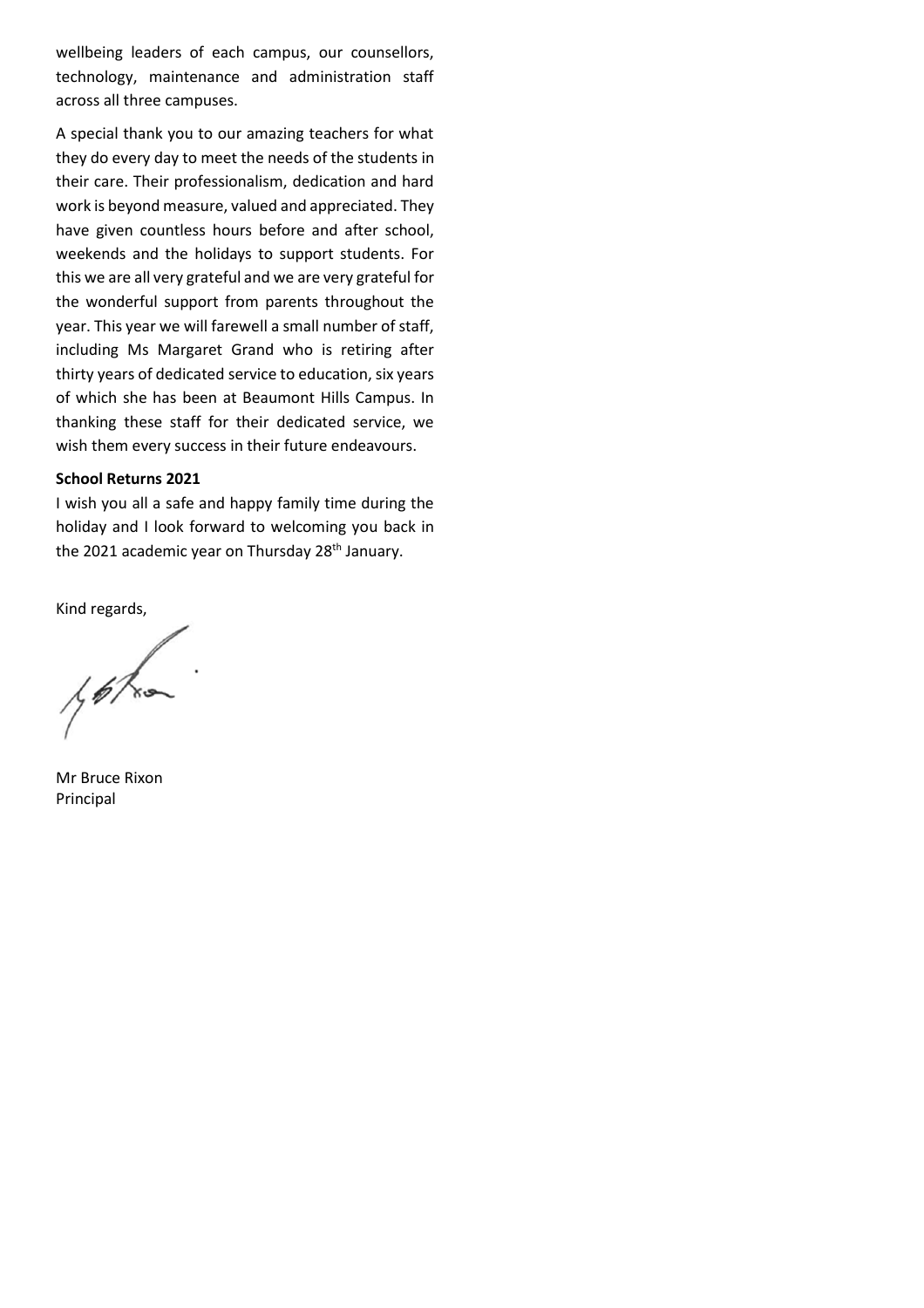wellbeing leaders of each campus, our counsellors, technology, maintenance and administration staff across all three campuses.

A special thank you to our amazing teachers for what they do every day to meet the needs of the students in their care. Their professionalism, dedication and hard work is beyond measure, valued and appreciated. They have given countless hours before and after school, weekends and the holidays to support students. For this we are all very grateful and we are very grateful for the wonderful support from parents throughout the year. This year we will farewell a small number of staff, including Ms Margaret Grand who is retiring after thirty years of dedicated service to education, six years of which she has been at Beaumont Hills Campus. In thanking these staff for their dedicated service, we wish them every success in their future endeavours.

**School Returns 2021**

I wish you all a safe and happy family time during the holiday and I look forward to welcoming you back in the 2021 academic year on Thursday 28th January.

Kind regards,

Mr Bruce Rixon
Principal